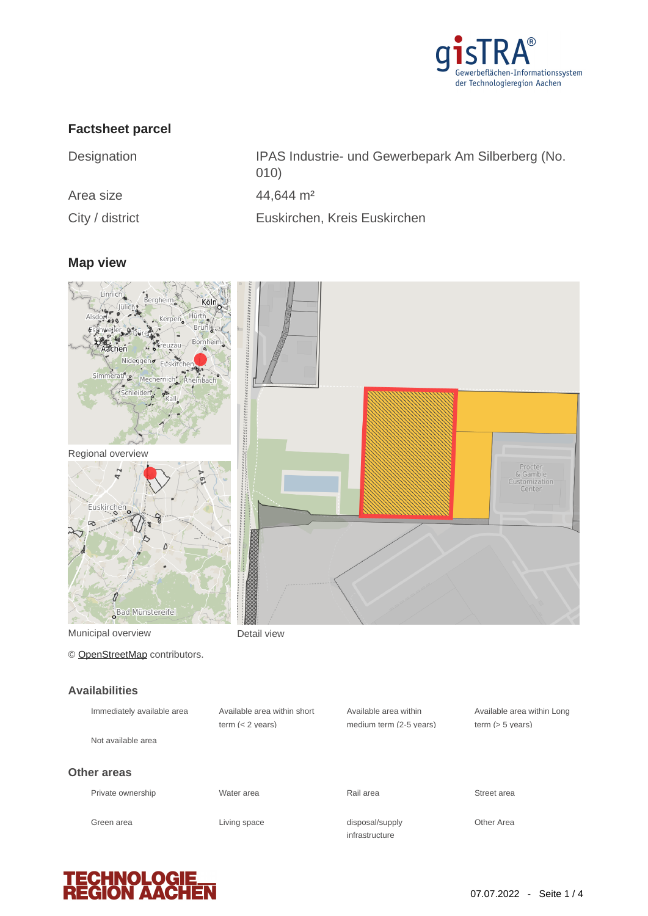## Factsheet parcel

| | |
|---|---|
| Designation | IPAS Industrie- und Gewerbepark Am Silberberg (No. 010) |
| Area size | 44,644 m² |
| City / district | Euskirchen, Kreis Euskirchen |

## Map view

Regional overview

Municipal overview

Detail view

© OpenStreetMap contributors.

## Availabilities

- Immediately available area
- Available area within short term (< 2 years)
- Available area within medium term (2-5 years)
- Available area within Long term (> 5 years)
- Not available area

## Other areas

- Private ownership
- Water area
- Rail area
- Street area
- Green area
- Living space
- disposal/supply infrastructure
- Other Area

07.07.2022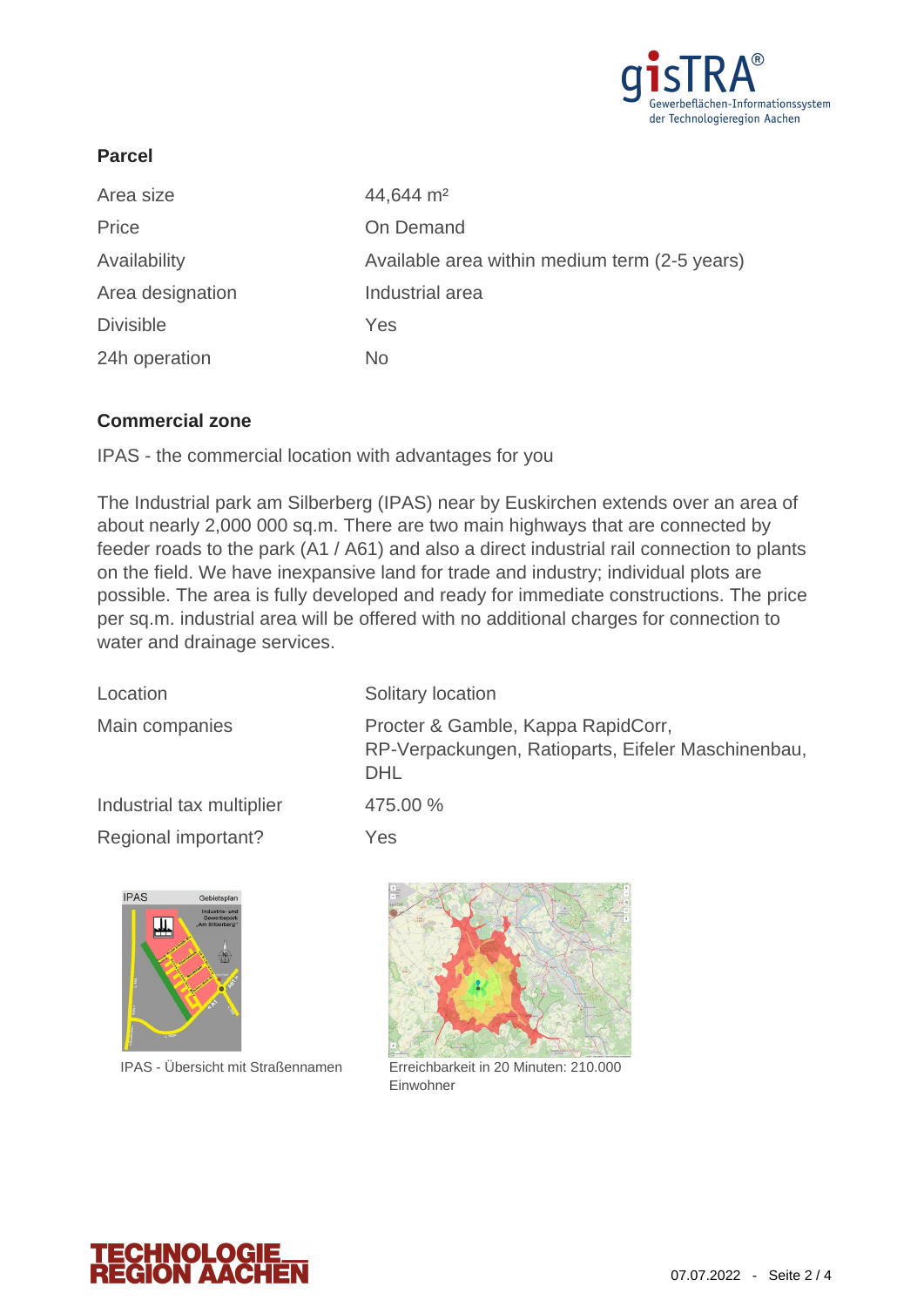## Parcel

| Area size | 44,644 m² |
| --- | --- |
| Price | On Demand |
| Availability | Available area within medium term (2-5 years) |
| Area designation | Industrial area |
| Divisible | Yes |
| 24h operation | No |

## Commercial zone

IPAS - the commercial location with advantages for you

The Industrial park am Silberberg (IPAS) near by Euskirchen extends over an area of about nearly 2,000 000 sq.m. There are two main highways that are connected by feeder roads to the park (A1 / A61) and also a direct industrial rail connection to plants on the field. We have inexpansive land for trade and industry; individual plots are possible. The area is fully developed and ready for immediate constructions. The price per sq.m. industrial area will be offered with no additional charges for connection to water and drainage services.

| Location | Solitary location |
| --- | --- |
| Main companies | Procter & Gamble, Kappa RapidCorr, RP-Verpackungen, Ratioparts, Eifeler Maschinenbau, DHL |
| Industrial tax multiplier | 475.00 % |
| Regional important? | Yes |

IPAS - Übersicht mit Straßennamen

Erreichbarkeit in 20 Minuten: 210.000 Einwohner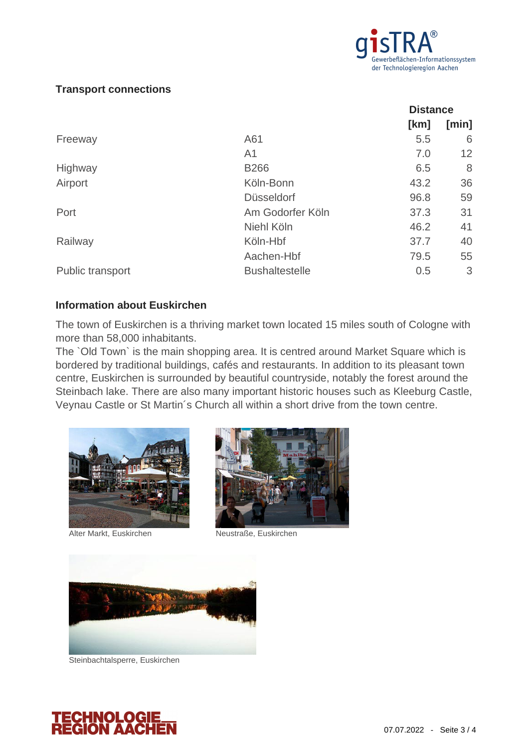## Transport connections

| | | Distance | |
|---|---|---|---|
| | | [km] | [min] |
| Freeway | A61 | 5.5 | 6 |
| | A1 | 7.0 | 12 |
| Highway | B266 | 6.5 | 8 |
| Airport | Köln-Bonn | 43.2 | 36 |
| | Düsseldorf | 96.8 | 59 |
| Port | Am Godorfer Köln | 37.3 | 31 |
| | Niehl Köln | 46.2 | 41 |
| Railway | Köln-Hbf | 37.7 | 40 |
| | Aachen-Hbf | 79.5 | 55 |
| Public transport | Bushaltestelle | 0.5 | 3 |

## Information about Euskirchen

The town of Euskirchen is a thriving market town located 15 miles south of Cologne with more than 58,000 inhabitants.
The `Old Town` is the main shopping area. It is centred around Market Square which is bordered by traditional buildings, cafés and restaurants. In addition to its pleasant town centre, Euskirchen is surrounded by beautiful countryside, notably the forest around the Steinbach lake. There are also many important historic houses such as Kleeburg Castle, Veynau Castle or St Martin´s Church all within a short drive from the town centre.

Alter Markt, Euskirchen

Neustraße, Euskirchen

Steinbachtalsperre, Euskirchen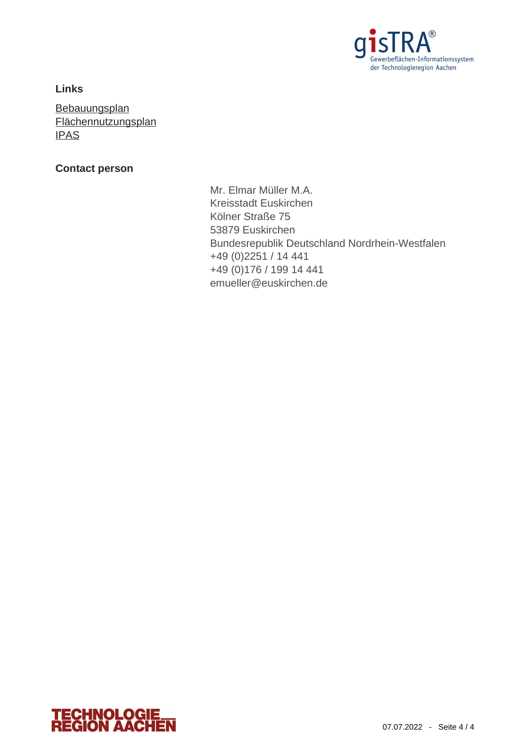## Links

Bebauungsplan
Flächennutzungsplan
IPAS

## Contact person

Mr. Elmar Müller M.A.
Kreisstadt Euskirchen
Kölner Straße 75
53879 Euskirchen
Bundesrepublik Deutschland Nordrhein-Westfalen
+49 (0)2251 / 14 441
+49 (0)176 / 199 14 441
emueller@euskirchen.de